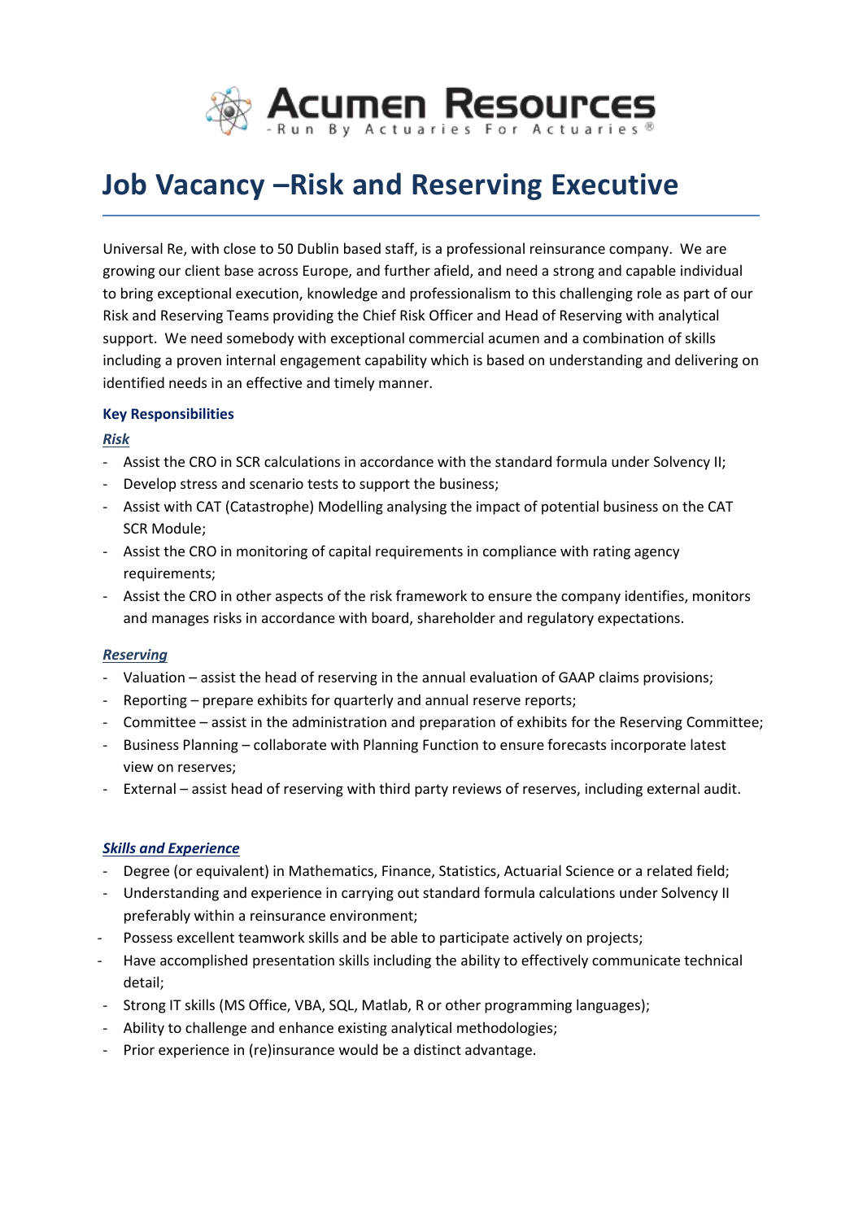Acumen Resources

-Run By Actuaries For Actuaries®

# Job Vacancy –Risk and Reserving Executive

Universal Re, with close to 50 Dublin based staff, is a professional reinsurance company. We are growing our client base across Europe, and further afield, and need a strong and capable individual to bring exceptional execution, knowledge and professionalism to this challenging role as part of our Risk and Reserving Teams providing the Chief Risk Officer and Head of Reserving with analytical support. We need somebody with exceptional commercial acumen and a combination of skills including a proven internal engagement capability which is based on understanding and delivering on identified needs in an effective and timely manner.

### Key Responsibilities

***Risk***

- Assist the CRO in SCR calculations in accordance with the standard formula under Solvency II;
- Develop stress and scenario tests to support the business;
- Assist with CAT (Catastrophe) Modelling analysing the impact of potential business on the CAT SCR Module;
- Assist the CRO in monitoring of capital requirements in compliance with rating agency requirements;
- Assist the CRO in other aspects of the risk framework to ensure the company identifies, monitors and manages risks in accordance with board, shareholder and regulatory expectations.

***Reserving***

- Valuation – assist the head of reserving in the annual evaluation of GAAP claims provisions;
- Reporting – prepare exhibits for quarterly and annual reserve reports;
- Committee – assist in the administration and preparation of exhibits for the Reserving Committee;
- Business Planning – collaborate with Planning Function to ensure forecasts incorporate latest view on reserves;
- External – assist head of reserving with third party reviews of reserves, including external audit.

***Skills and Experience***

- Degree (or equivalent) in Mathematics, Finance, Statistics, Actuarial Science or a related field;
- Understanding and experience in carrying out standard formula calculations under Solvency II preferably within a reinsurance environment;
- Possess excellent teamwork skills and be able to participate actively on projects;
- Have accomplished presentation skills including the ability to effectively communicate technical detail;
- Strong IT skills (MS Office, VBA, SQL, Matlab, R or other programming languages);
- Ability to challenge and enhance existing analytical methodologies;
- Prior experience in (re)insurance would be a distinct advantage.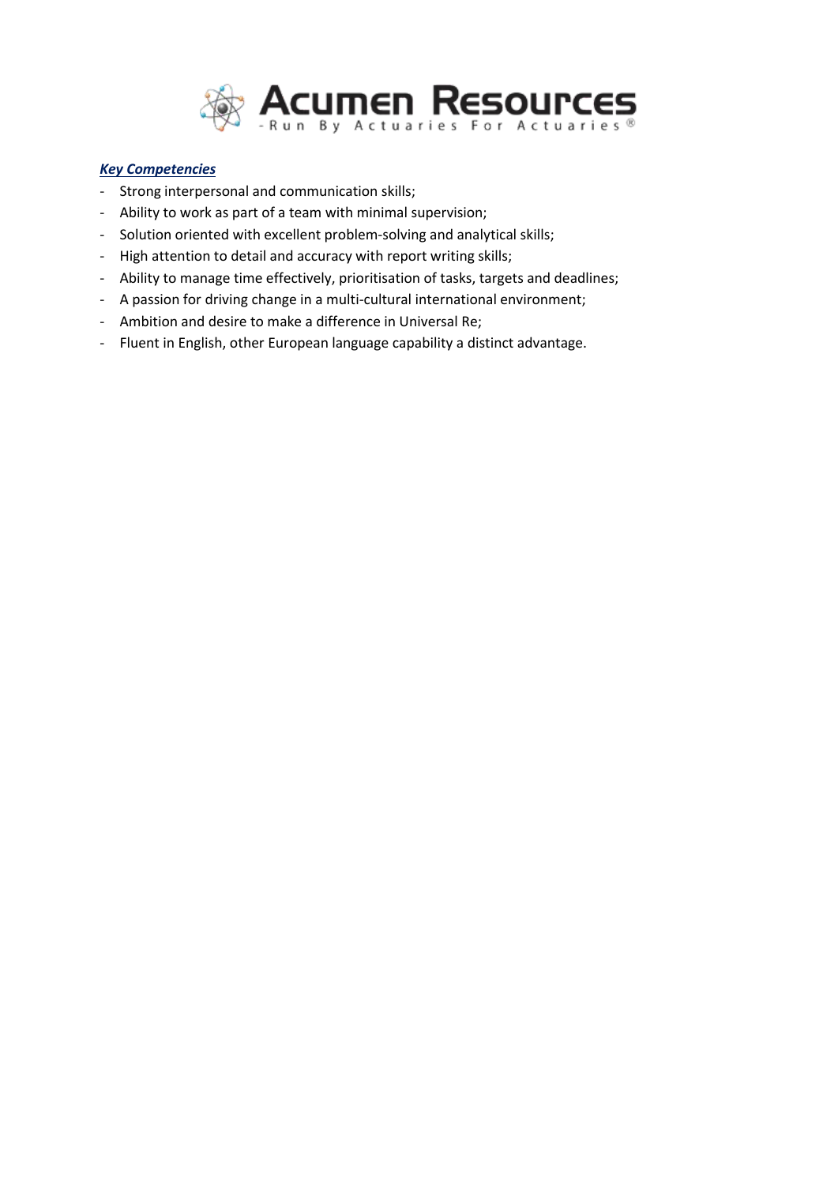***Key Competencies***

- Strong interpersonal and communication skills;
- Ability to work as part of a team with minimal supervision;
- Solution oriented with excellent problem-solving and analytical skills;
- High attention to detail and accuracy with report writing skills;
- Ability to manage time effectively, prioritisation of tasks, targets and deadlines;
- A passion for driving change in a multi-cultural international environment;
- Ambition and desire to make a difference in Universal Re;
- Fluent in English, other European language capability a distinct advantage.